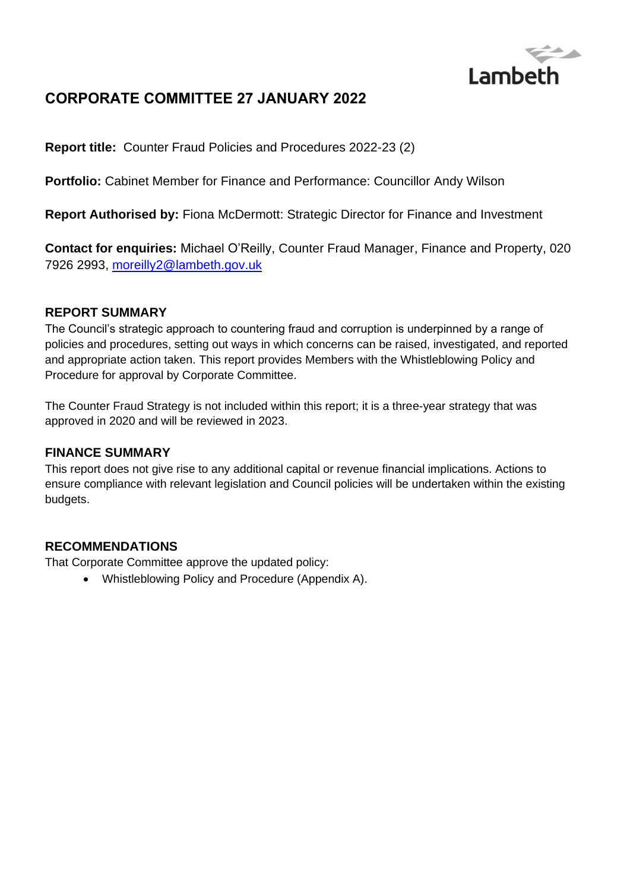Lambeth

# CORPORATE COMMITTEE 27 JANUARY 2022

**Report title:** Counter Fraud Policies and Procedures 2022-23 (2)

**Portfolio:** Cabinet Member for Finance and Performance: Councillor Andy Wilson

**Report Authorised by:** Fiona McDermott: Strategic Director for Finance and Investment

**Contact for enquiries:** Michael O'Reilly, Counter Fraud Manager, Finance and Property, 020 7926 2993, moreilly2@lambeth.gov.uk

## REPORT SUMMARY

The Council's strategic approach to countering fraud and corruption is underpinned by a range of policies and procedures, setting out ways in which concerns can be raised, investigated, and reported and appropriate action taken. This report provides Members with the Whistleblowing Policy and Procedure for approval by Corporate Committee.

The Counter Fraud Strategy is not included within this report; it is a three-year strategy that was approved in 2020 and will be reviewed in 2023.

## FINANCE SUMMARY

This report does not give rise to any additional capital or revenue financial implications. Actions to ensure compliance with relevant legislation and Council policies will be undertaken within the existing budgets.

## RECOMMENDATIONS

That Corporate Committee approve the updated policy:

- Whistleblowing Policy and Procedure (Appendix A).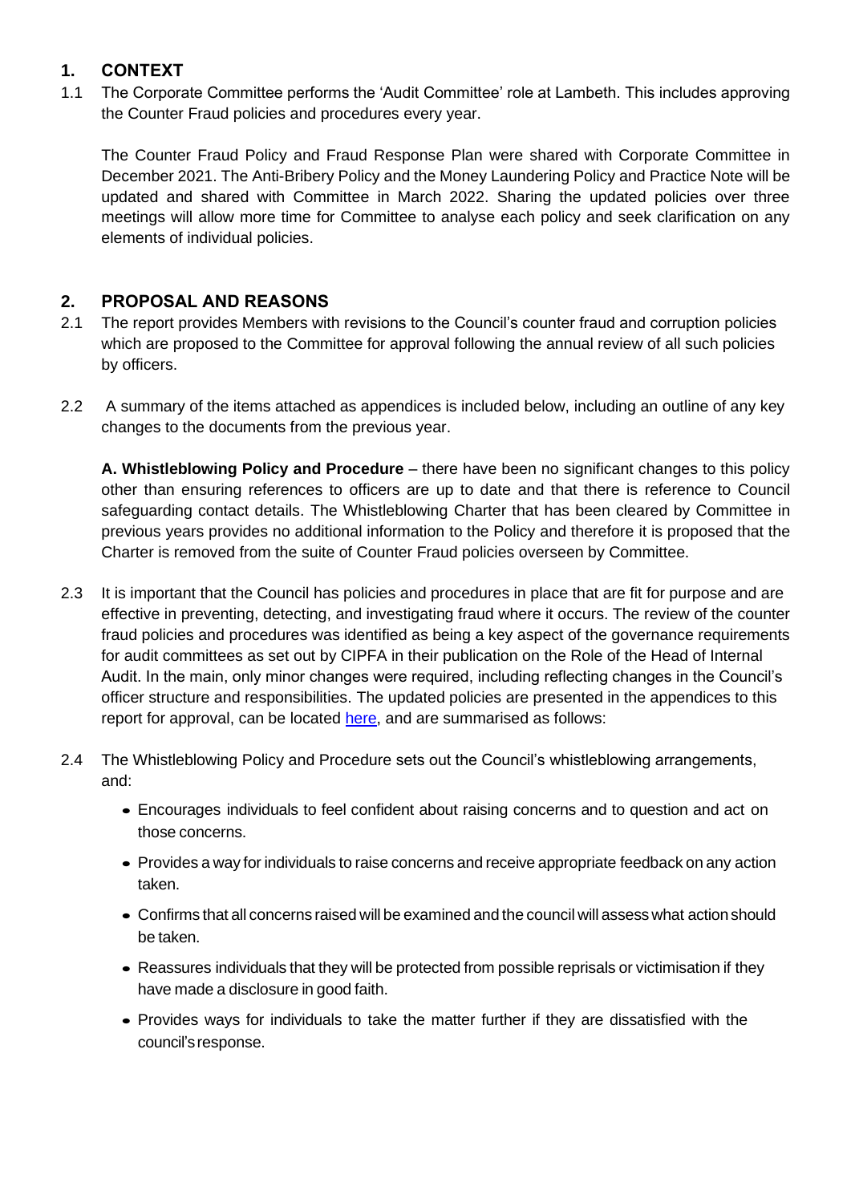## 1. CONTEXT

1.1 The Corporate Committee performs the 'Audit Committee' role at Lambeth. This includes approving the Counter Fraud policies and procedures every year.

The Counter Fraud Policy and Fraud Response Plan were shared with Corporate Committee in December 2021. The Anti-Bribery Policy and the Money Laundering Policy and Practice Note will be updated and shared with Committee in March 2022. Sharing the updated policies over three meetings will allow more time for Committee to analyse each policy and seek clarification on any elements of individual policies.

## 2. PROPOSAL AND REASONS

2.1 The report provides Members with revisions to the Council's counter fraud and corruption policies which are proposed to the Committee for approval following the annual review of all such policies by officers.

2.2 A summary of the items attached as appendices is included below, including an outline of any key changes to the documents from the previous year.

**A. Whistleblowing Policy and Procedure** – there have been no significant changes to this policy other than ensuring references to officers are up to date and that there is reference to Council safeguarding contact details. The Whistleblowing Charter that has been cleared by Committee in previous years provides no additional information to the Policy and therefore it is proposed that the Charter is removed from the suite of Counter Fraud policies overseen by Committee.

2.3 It is important that the Council has policies and procedures in place that are fit for purpose and are effective in preventing, detecting, and investigating fraud where it occurs. The review of the counter fraud policies and procedures was identified as being a key aspect of the governance requirements for audit committees as set out by CIPFA in their publication on the Role of the Head of Internal Audit. In the main, only minor changes were required, including reflecting changes in the Council's officer structure and responsibilities. The updated policies are presented in the appendices to this report for approval, can be located here, and are summarised as follows:

2.4 The Whistleblowing Policy and Procedure sets out the Council's whistleblowing arrangements, and:

- Encourages individuals to feel confident about raising concerns and to question and act on those concerns.
- Provides a way for individuals to raise concerns and receive appropriate feedback on any action taken.
- Confirms that all concerns raised will be examined and the council will assess what action should be taken.
- Reassures individuals that they will be protected from possible reprisals or victimisation if they have made a disclosure in good faith.
- Provides ways for individuals to take the matter further if they are dissatisfied with the council's response.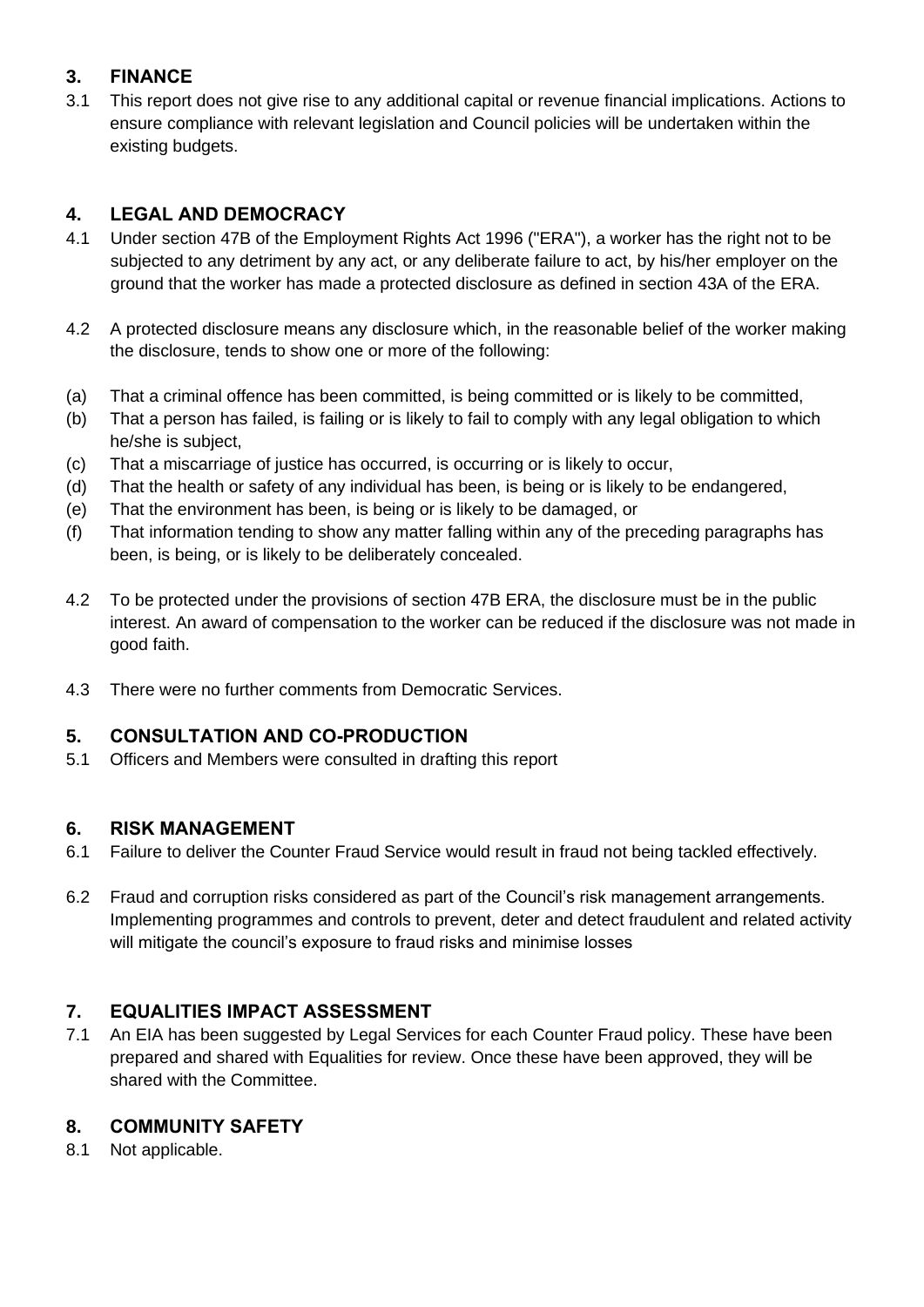## 3. FINANCE

3.1 This report does not give rise to any additional capital or revenue financial implications. Actions to ensure compliance with relevant legislation and Council policies will be undertaken within the existing budgets.

## 4. LEGAL AND DEMOCRACY

4.1 Under section 47B of the Employment Rights Act 1996 ("ERA"), a worker has the right not to be subjected to any detriment by any act, or any deliberate failure to act, by his/her employer on the ground that the worker has made a protected disclosure as defined in section 43A of the ERA.

4.2 A protected disclosure means any disclosure which, in the reasonable belief of the worker making the disclosure, tends to show one or more of the following:

(a) That a criminal offence has been committed, is being committed or is likely to be committed,
(b) That a person has failed, is failing or is likely to fail to comply with any legal obligation to which he/she is subject,
(c) That a miscarriage of justice has occurred, is occurring or is likely to occur,
(d) That the health or safety of any individual has been, is being or is likely to be endangered,
(e) That the environment has been, is being or is likely to be damaged, or
(f) That information tending to show any matter falling within any of the preceding paragraphs has been, is being, or is likely to be deliberately concealed.

4.2 To be protected under the provisions of section 47B ERA, the disclosure must be in the public interest. An award of compensation to the worker can be reduced if the disclosure was not made in good faith.

4.3 There were no further comments from Democratic Services.

## 5. CONSULTATION AND CO-PRODUCTION

5.1 Officers and Members were consulted in drafting this report

## 6. RISK MANAGEMENT

6.1 Failure to deliver the Counter Fraud Service would result in fraud not being tackled effectively.

6.2 Fraud and corruption risks considered as part of the Council's risk management arrangements. Implementing programmes and controls to prevent, deter and detect fraudulent and related activity will mitigate the council's exposure to fraud risks and minimise losses

## 7. EQUALITIES IMPACT ASSESSMENT

7.1 An EIA has been suggested by Legal Services for each Counter Fraud policy. These have been prepared and shared with Equalities for review. Once these have been approved, they will be shared with the Committee.

## 8. COMMUNITY SAFETY

8.1 Not applicable.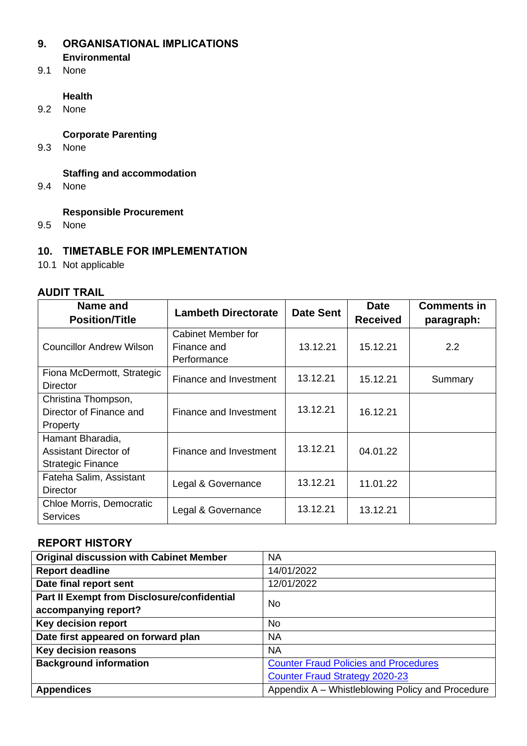## 9. ORGANISATIONAL IMPLICATIONS

**Environmental**

9.1 None

**Health**

9.2 None

**Corporate Parenting**

9.3 None

**Staffing and accommodation**

9.4 None

**Responsible Procurement**

9.5 None

## 10. TIMETABLE FOR IMPLEMENTATION

10.1 Not applicable

### AUDIT TRAIL

| Name and Position/Title | Lambeth Directorate | Date Sent | Date Received | Comments in paragraph: |
|---|---|---|---|---|
| Councillor Andrew Wilson | Cabinet Member for Finance and Performance | 13.12.21 | 15.12.21 | 2.2 |
| Fiona McDermott, Strategic Director | Finance and Investment | 13.12.21 | 15.12.21 | Summary |
| Christina Thompson, Director of Finance and Property | Finance and Investment | 13.12.21 | 16.12.21 | |
| Hamant Bharadia, Assistant Director of Strategic Finance | Finance and Investment | 13.12.21 | 04.01.22 | |
| Fateha Salim, Assistant Director | Legal & Governance | 13.12.21 | 11.01.22 | |
| Chloe Morris, Democratic Services | Legal & Governance | 13.12.21 | 13.12.21 | |

### REPORT HISTORY

| | |
|---|---|
| **Original discussion with Cabinet Member** | NA |
| **Report deadline** | 14/01/2022 |
| **Date final report sent** | 12/01/2022 |
| **Part II Exempt from Disclosure/confidential accompanying report?** | No |
| **Key decision report** | No |
| **Date first appeared on forward plan** | NA |
| **Key decision reasons** | NA |
| **Background information** | Counter Fraud Policies and Procedures<br>Counter Fraud Strategy 2020-23 |
| **Appendices** | Appendix A – Whistleblowing Policy and Procedure |